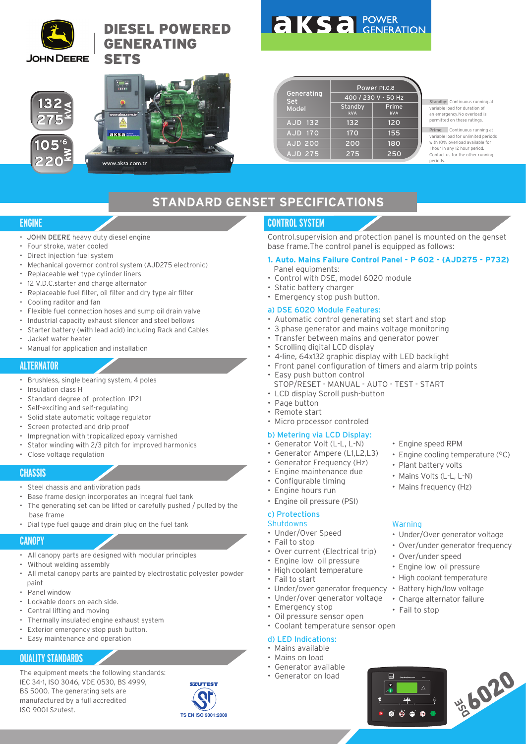# DIESEL POWERED GENERATING SETS

JOHN DEERE

aksa POWER GENERATION

132 275 kVA

105'6 220 kW

www.aksa.com.tr

| Generating Set Model | Power Pf.0,8 | |
|---|---|---|
| | 400 / 230 V - 50 Hz | |
| | Standby kVA | Prime kVA |
| AJD 132 | 132 | 120 |
| AJD 170 | 170 | 155 |
| AJD 200 | 200 | 180 |
| AJD 275 | 275 | 250 |

Standby: Continuous running at variable load for duration of an emergency.No overload is permitted on these ratings.

Prime: Continuous running at variable load for unlimited periods with 10% overload available for 1 hour in any 12 hour period. Contact us for the other running periods.

## STANDARD GENSET SPECIFICATIONS

### ENGINE

- JOHN DEERE heavy duty diesel engine
- Four stroke, water cooled
- Direct injection fuel system
- Mechanical governor control system (AJD275 electronic)
- Replaceable wet type cylinder liners
- 12 V.D.C.starter and charge alternator
- Replaceable fuel filter, oil filter and dry type air filter
- Cooling raditor and fan
- Flexible fuel connection hoses and sump oil drain valve
- Industrial capacity exhaust silencer and steel bellows
- Starter battery (with lead acid) including Rack and Cables
- Jacket water heater
- Manual for application and installation

### ALTERNATOR

- Brushless, single bearing system, 4 poles
- Insulation class H
- Standard degree of protection IP21
- Self-exciting and self-regulating
- Solid state automatic voltage regulator
- Screen protected and drip proof
- Impregnation with tropicalized epoxy varnished
- Stator winding with 2/3 pitch for improved harmonics
- Close voltage regulation

### CHASSIS

- Steel chassis and antivibration pads
- Base frame design incorporates an integral fuel tank
- The generating set can be lifted or carefully pushed / pulled by the base frame
- Dial type fuel gauge and drain plug on the fuel tank

### CANOPY

- All canopy parts are designed with modular principles
- Without welding assembly
- All metal canopy parts are painted by electrostatic polyester powder paint
- Panel window
- Lockable doors on each side.
- Central lifting and moving
- Thermally insulated engine exhaust system
- Exterior emergency stop push button.
- Easy maintenance and operation

### QUALITY STANDARDS

The equipment meets the following standards: IEC 34-1, ISO 3046, VDE 0530, BS 4999, BS 5000. The generating sets are manufactured by a full accredited ISO 9001 Szutest.

SZUTEST TS EN ISO 9001:2008

### CONTROL SYSTEM

Control.supervision and protection panel is mounted on the genset base frame.The control panel is equipped as follows:

**1. Auto. Mains Failure Control Panel - P 602 - (AJD275 - P732)**

Panel equipments:

- Control with DSE, model 6020 module
- Static battery charger
- Emergency stop push button.

#### a) DSE 6020 Module Features:

- Automatic control generating set start and stop
- 3 phase generator and mains voltage monitoring
- Transfer between mains and generator power
- Scrolling digital LCD display
- 4-line, 64x132 graphic display with LED backlight
- Front panel configuration of timers and alarm trip points
- Easy push button control STOP/RESET - MANUAL - AUTO - TEST - START
- LCD display Scroll push-button
- Page button
- Remote start
- Micro processor controled

#### b) Metering via LCD Display:

- Generator Volt (L-L, L-N)
- Generator Ampere (L1,L2,L3)
- Generator Frequency (Hz)
- Engine maintenance due
- Configurable timing
- Engine hours run
- Engine oil pressure (PSI)
- Engine speed RPM
- Engine cooling temperature (°C)
- Plant battery volts
- Mains Volts (L-L, L-N)
- Mains frequency (Hz)

#### c) Protections

Shutdowns

- Under/Over Speed
- Fail to stop
- Over current (Electrical trip)
- Engine low oil pressure
- High coolant temperature
- Fail to start
- Under/over generator frequency
- Under/over generator voltage
- Emergency stop
- Oil pressure sensor open
- Coolant temperature sensor open

Warning

- Under/Over generator voltage
- Over/under generator frequency
- Over/under speed
- Engine low oil pressure
- High coolant temperature
- Battery high/low voltage
- Charge alternator failure
- Fail to stop

#### d) LED Indications:

- Mains available
- Mains on load
- Generator available
- Generator on load

DSE 6020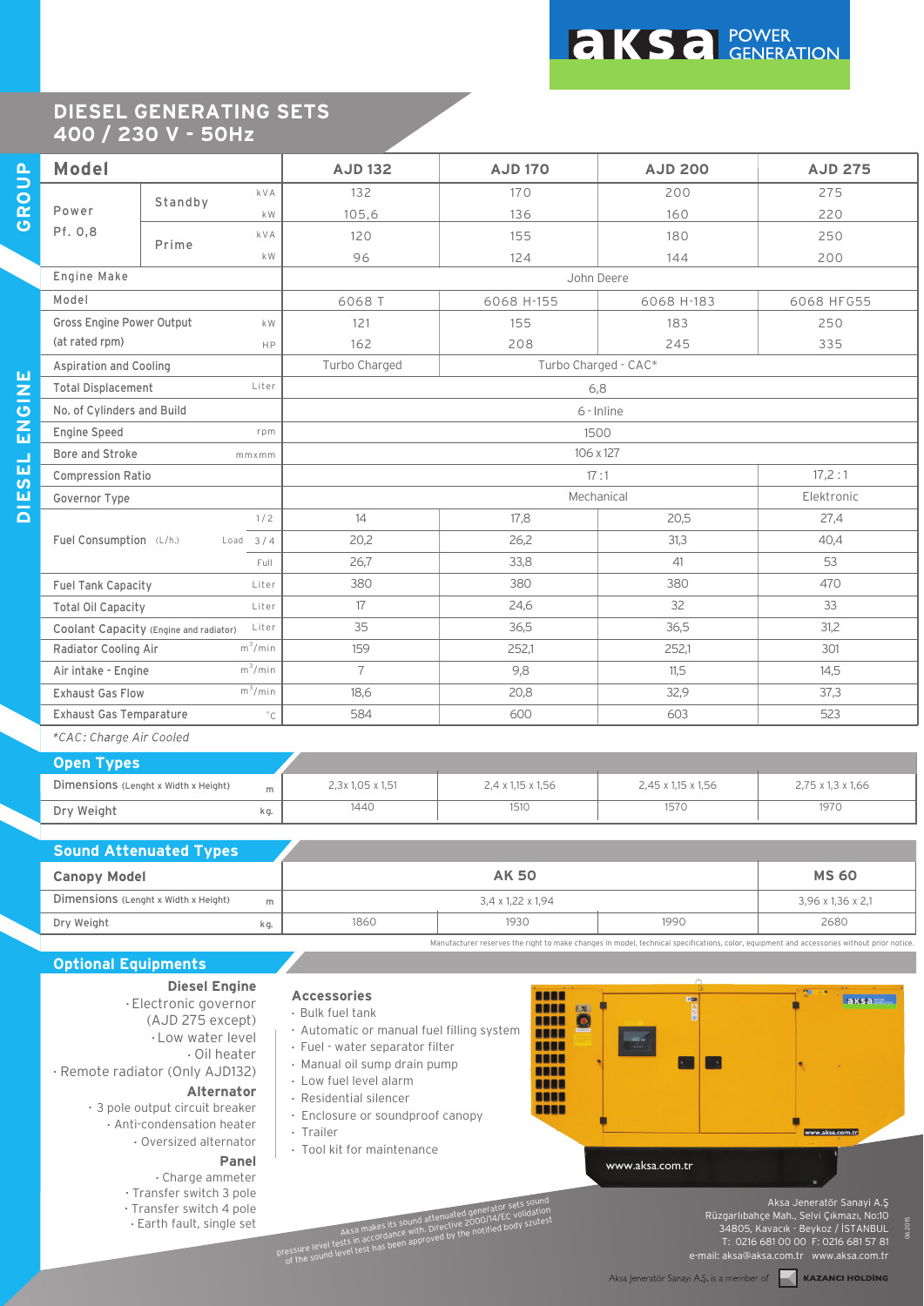# DIESEL GENERATING SETS
## 400 / 230 V - 50Hz

GROUP

DIESEL ENGINE

| Model | | | AJD 132 | AJD 170 | AJD 200 | AJD 275 |
|---|---|---|---|---|---|---|
| Power Pf. 0,8 | Standby | kVA | 132 | 170 | 200 | 275 |
| | | kW | 105,6 | 136 | 160 | 220 |
| | Prime | kVA | 120 | 155 | 180 | 250 |
| | | kW | 96 | 124 | 144 | 200 |
| Engine Make | | | John Deere | | | |
| Model | | | 6068 T | 6068 H-155 | 6068 H-183 | 6068 HFG55 |
| Gross Engine Power Output (at rated rpm) | | kW | 121 | 155 | 183 | 250 |
| | | HP | 162 | 208 | 245 | 335 |
| Aspiration and Cooling | | | Turbo Charged | Turbo Charged - CAC* | | |
| Total Displacement | | Liter | 6,8 | | | |
| No. of Cylinders and Build | | | 6 - Inline | | | |
| Engine Speed | | rpm | 1500 | | | |
| Bore and Stroke | | mmxmm | 106 x 127 | | | |
| Compression Ratio | | | 17 :1 | | | 17,2 : 1 |
| Governor Type | | | Mechanical | | | Elektronic |
| Fuel Consumption (L/h.) | Load | 1/2 | 14 | 17,8 | 20,5 | 27,4 |
| | | 3/4 | 20,2 | 26,2 | 31,3 | 40,4 |
| | | Full | 26,7 | 33,8 | 41 | 53 |
| Fuel Tank Capacity | | Liter | 380 | 380 | 380 | 470 |
| Total Oil Capacity | | Liter | 17 | 24,6 | 32 | 33 |
| Coolant Capacity (Engine and radiator) | | Liter | 35 | 36,5 | 36,5 | 31,2 |
| Radiator Cooling Air | | $m^3$/min | 159 | 252,1 | 252,1 | 301 |
| Air intake - Engine | | $m^3$/min | 7 | 9,8 | 11,5 | 14,5 |
| Exhaust Gas Flow | | $m^3$/min | 18,6 | 20,8 | 32,9 | 37,3 |
| Exhaust Gas Temparature | | °C | 584 | 600 | 603 | 523 |

*CAC: Charge Air Cooled

## Open Types

| | | | | | |
|---|---|---|---|---|---|
| Dimensions (Lenght x Width x Height) | m | 2,3x 1,05 x 1,51 | 2,4 x 1,15 x 1,56 | 2,45 x 1,15 x 1,56 | 2,75 x 1,3 x 1,66 |
| Dry Weight | kg. | 1440 | 1510 | 1570 | 1970 |

## Sound Attenuated Types

| Canopy Model | | AK 50 | | | MS 60 |
|---|---|---|---|---|---|
| Dimensions (Lenght x Width x Height) | m | 3,4 x 1,22 x 1,94 | | | 3,96 x 1,36 x 2,1 |
| Dry Weight | kg. | 1860 | 1930 | 1990 | 2680 |

Manufacturer reserves the right to make changes in model, technical specifications, color, equipment and accessories without prior notice.

## Optional Equipments

**Diesel Engine**
- Electronic governor (AJD 275 except)
- Low water level
- Oil heater
- Remote radiator (Only AJD132)

**Alternator**
- 3 pole output circuit breaker
- Anti-condensation heater
- Oversized alternator

**Panel**
- Charge ammeter
- Transfer switch 3 pole
- Transfer switch 4 pole
- Earth fault, single set

**Accessories**
- Bulk fuel tank
- Automatic or manual fuel filling system
- Fuel - water separator filter
- Manual oil sump drain pump
- Low fuel level alarm
- Residential silencer
- Enclosure or soundproof canopy
- Trailer
- Tool kit for maintenance

www.aksa.com.tr

Aksa makes its sound attenuated generator sets sound pressure level tests in accordance with. Directive 2000/14/EC validation of the sound level test has been approved by the notified body szutest

Aksa Jeneratör Sanayi A.Ş
Rüzgarlıbahçe Mah., Selvi Çıkmazı, No:10
34805, Kavacık - Beykoz / İSTANBUL
T: 0216 681 00 00 F: 0216 681 57 81
e-mail: aksa@aksa.com.tr www.aksa.com.tr

Aksa Jeneratör Sanayi A.Ş. is a member of KAZANCI HOLDING